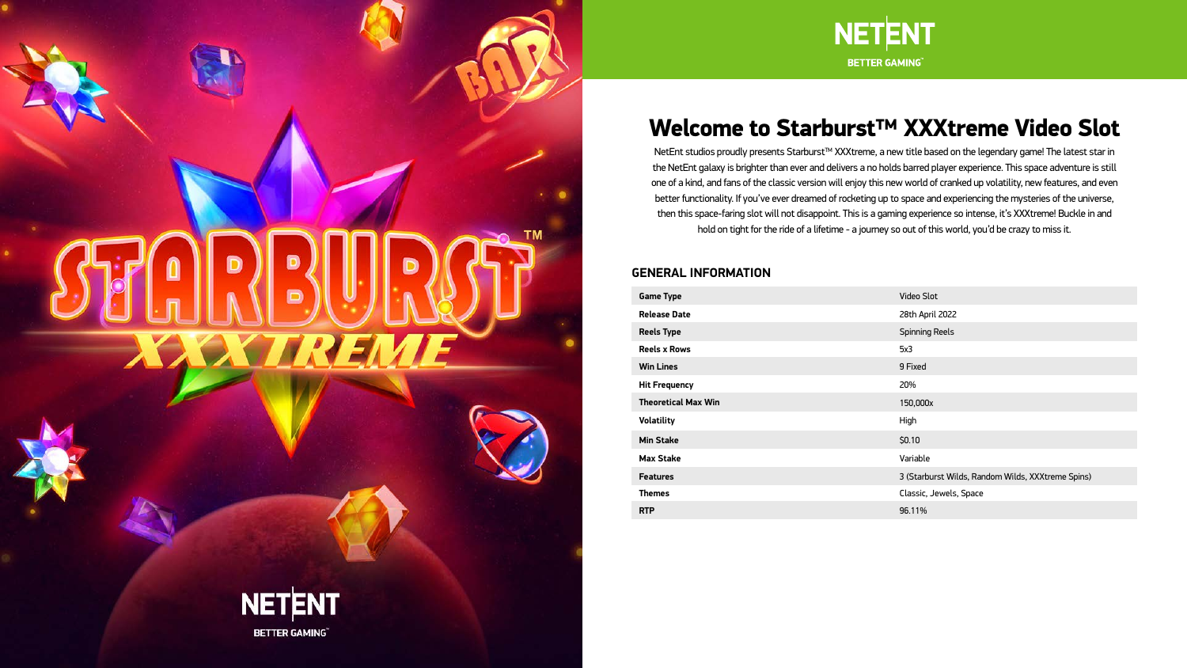NETENT
BETTER GAMING™

# Welcome to Starburst™ XXXtreme Video Slot

NetEnt studios proudly presents Starburst™ XXXtreme, a new title based on the legendary game! The latest star in the NetEnt galaxy is brighter than ever and delivers a no holds barred player experience. This space adventure is still one of a kind, and fans of the classic version will enjoy this new world of cranked up volatility, new features, and even better functionality. If you've ever dreamed of rocketing up to space and experiencing the mysteries of the universe, then this space-faring slot will not disappoint. This is a gaming experience so intense, it's XXXtreme! Buckle in and hold on tight for the ride of a lifetime - a journey so out of this world, you'd be crazy to miss it.

## GENERAL INFORMATION

| | |
|---|---|
| **Game Type** | Video Slot |
| **Release Date** | 28th April 2022 |
| **Reels Type** | Spinning Reels |
| **Reels x Rows** | 5x3 |
| **Win Lines** | 9 Fixed |
| **Hit Frequency** | 20% |
| **Theoretical Max Win** | 150,000x |
| **Volatility** | High |
| **Min Stake** | $0.10 |
| **Max Stake** | Variable |
| **Features** | 3 (Starburst Wilds, Random Wilds, XXXtreme Spins) |
| **Themes** | Classic, Jewels, Space |
| **RTP** | 96.11% |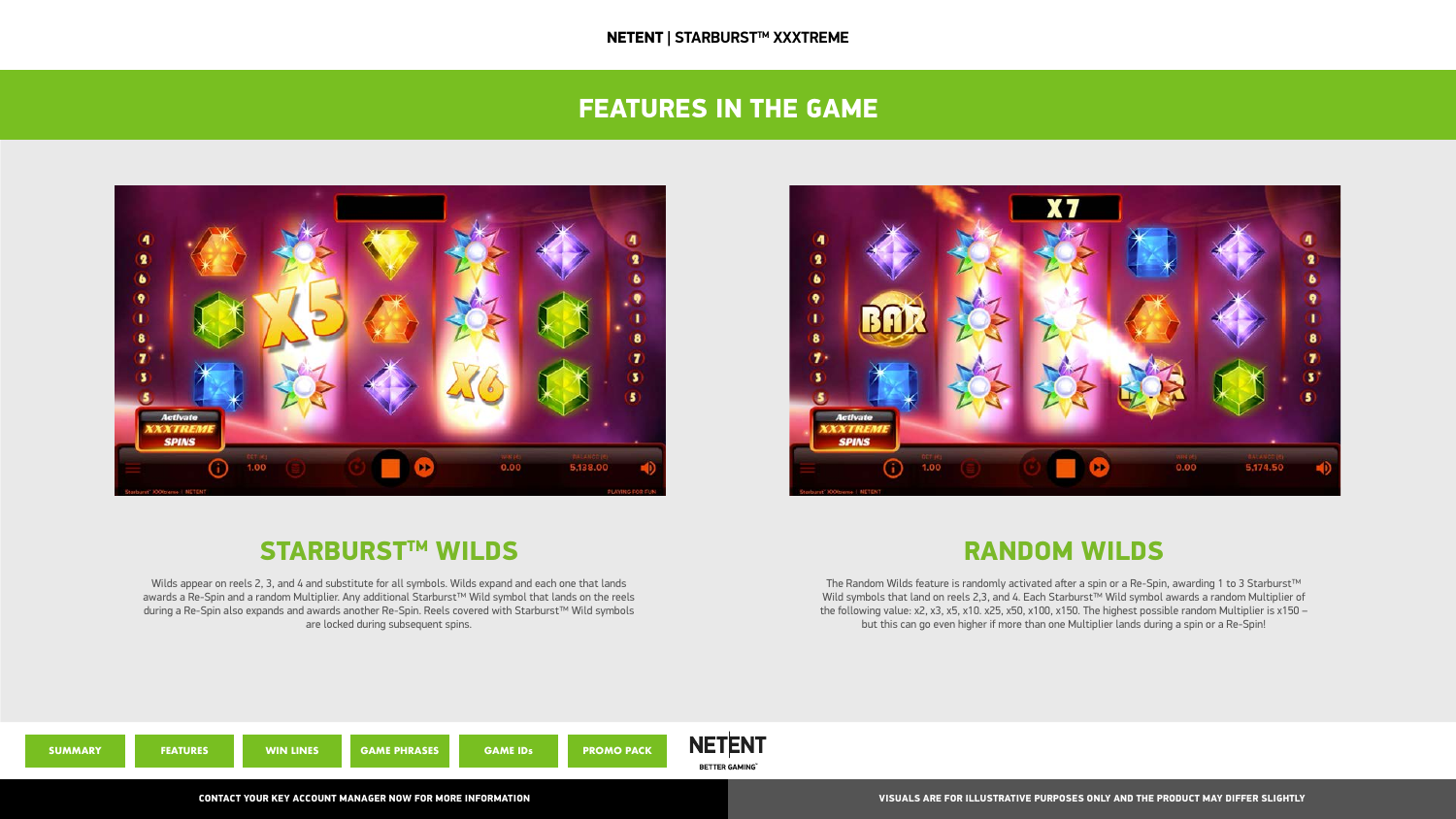# FEATURES IN THE GAME

## STARBURST™ WILDS

Wilds appear on reels 2, 3, and 4 and substitute for all symbols. Wilds expand and each one that lands awards a Re-Spin and a random Multiplier. Any additional Starburst™ Wild symbol that lands on the reels during a Re-Spin also expands and awards another Re-Spin. Reels covered with Starburst™ Wild symbols are locked during subsequent spins.

## RANDOM WILDS

The Random Wilds feature is randomly activated after a spin or a Re-Spin, awarding 1 to 3 Starburst™ Wild symbols that land on reels 2,3, and 4. Each Starburst™ Wild symbol awards a random Multiplier of the following value: x2, x3, x5, x10. x25, x50, x100, x150. The highest possible random Multiplier is x150 – but this can go even higher if more than one Multiplier lands during a spin or a Re-Spin!

SUMMARY | FEATURES | WIN LINES | GAME PHRASES | GAME IDs | PROMO PACK

CONTACT YOUR KEY ACCOUNT MANAGER NOW FOR MORE INFORMATION

VISUALS ARE FOR ILLUSTRATIVE PURPOSES ONLY AND THE PRODUCT MAY DIFFER SLIGHTLY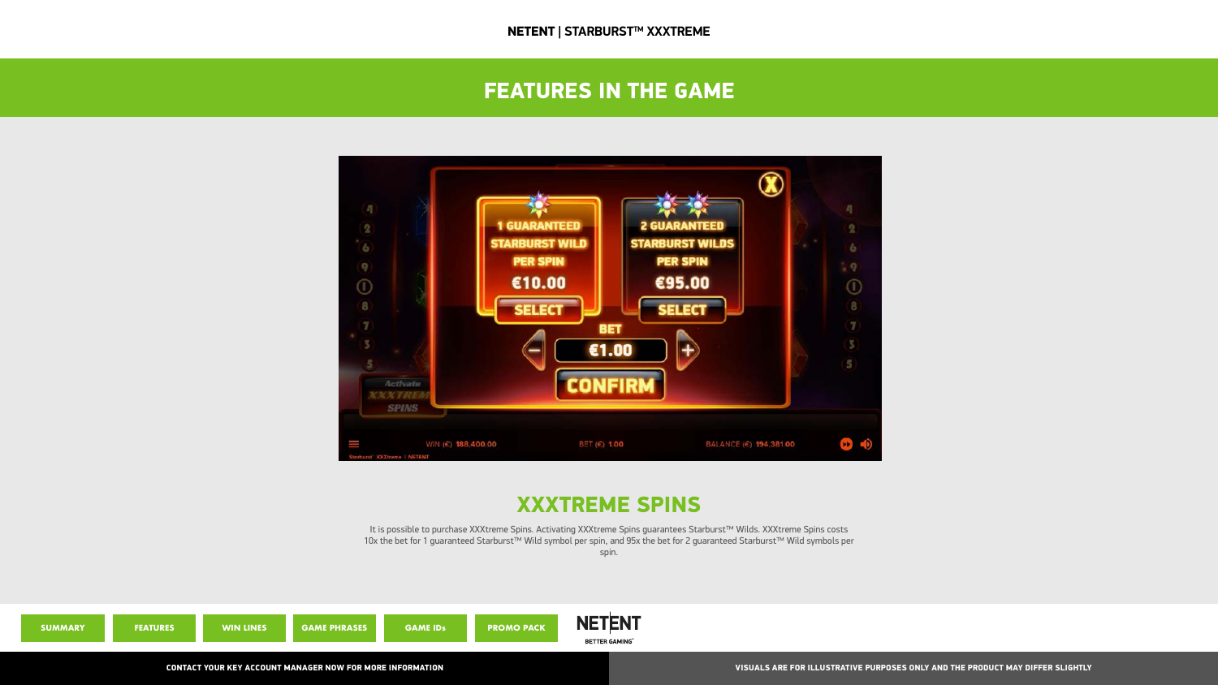# FEATURES IN THE GAME

## XXXTREME SPINS

It is possible to purchase XXXtreme Spins. Activating XXXtreme Spins guarantees Starburst™ Wilds. XXXtreme Spins costs 10x the bet for 1 guaranteed Starburst™ Wild symbol per spin, and 95x the bet for 2 guaranteed Starburst™ Wild symbols per spin.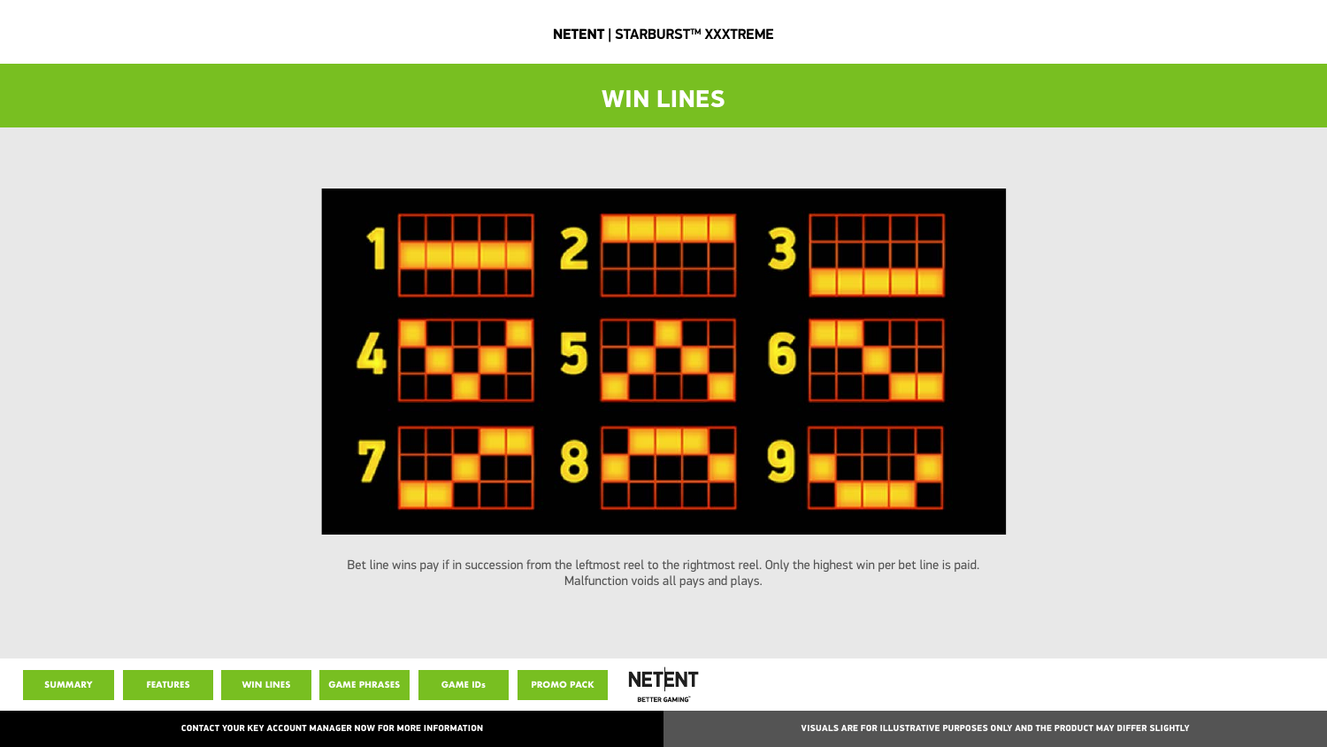# WIN LINES

Bet line wins pay if in succession from the leftmost reel to the rightmost reel. Only the highest win per bet line is paid. Malfunction voids all pays and plays.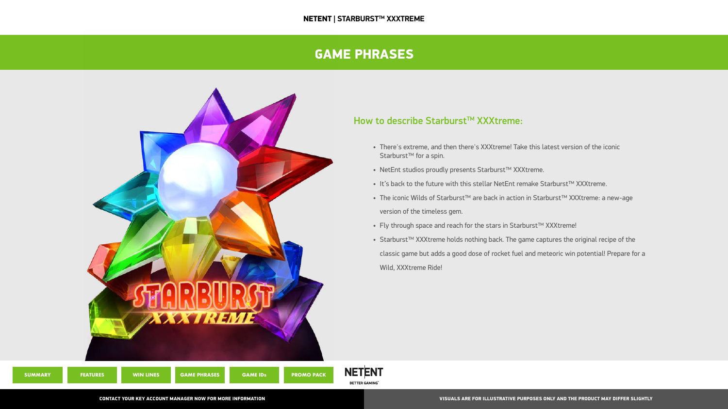# GAME PHRASES

## How to describe Starburst™ XXXtreme:

- There's extreme, and then there's XXXtreme! Take this latest version of the iconic Starburst™ for a spin.
- NetEnt studios proudly presents Starburst™ XXXtreme.
- It's back to the future with this stellar NetEnt remake Starburst™ XXXtreme.
- The iconic Wilds of Starburst™ are back in action in Starburst™ XXXtreme: a new-age version of the timeless gem.
- Fly through space and reach for the stars in Starburst™ XXXtreme!
- Starburst™ XXXtreme holds nothing back. The game captures the original recipe of the classic game but adds a good dose of rocket fuel and meteoric win potential! Prepare for a Wild, XXXtreme Ride!

SUMMARY | FEATURES | WIN LINES | GAME PHRASES | GAME IDs | PROMO PACK

CONTACT YOUR KEY ACCOUNT MANAGER NOW FOR MORE INFORMATION

VISUALS ARE FOR ILLUSTRATIVE PURPOSES ONLY AND THE PRODUCT MAY DIFFER SLIGHTLY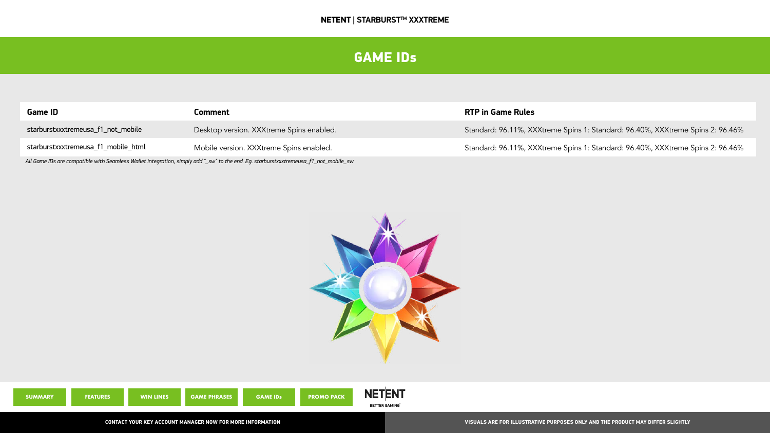# GAME IDs

| Game ID | Comment | RTP in Game Rules |
| --- | --- | --- |
| starburstxxxtremeusa_f1_not_mobile | Desktop version. XXXtreme Spins enabled. | Standard: 96.11%, XXXtreme Spins 1: Standard: 96.40%, XXXtreme Spins 2: 96.46% |
| starburstxxxtremeusa_f1_mobile_html | Mobile version. XXXtreme Spins enabled. | Standard: 96.11%, XXXtreme Spins 1: Standard: 96.40%, XXXtreme Spins 2: 96.46% |

*All Game IDs are compatible with Seamless Wallet integration, simply add "_sw" to the end. Eg. starburstxxxtremeusa_f1_not_mobile_sw*

SUMMARY | FEATURES | WIN LINES | GAME PHRASES | GAME IDs | PROMO PACK

CONTACT YOUR KEY ACCOUNT MANAGER NOW FOR MORE INFORMATION

VISUALS ARE FOR ILLUSTRATIVE PURPOSES ONLY AND THE PRODUCT MAY DIFFER SLIGHTLY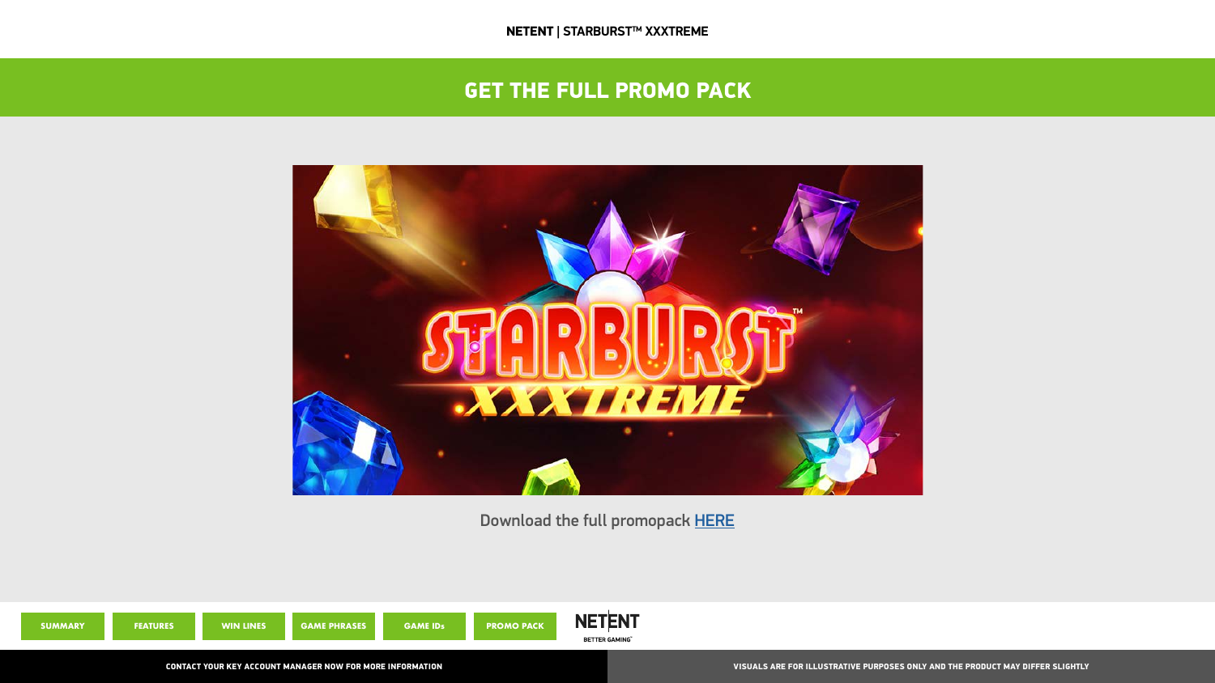# GET THE FULL PROMO PACK

Download the full promopack HERE